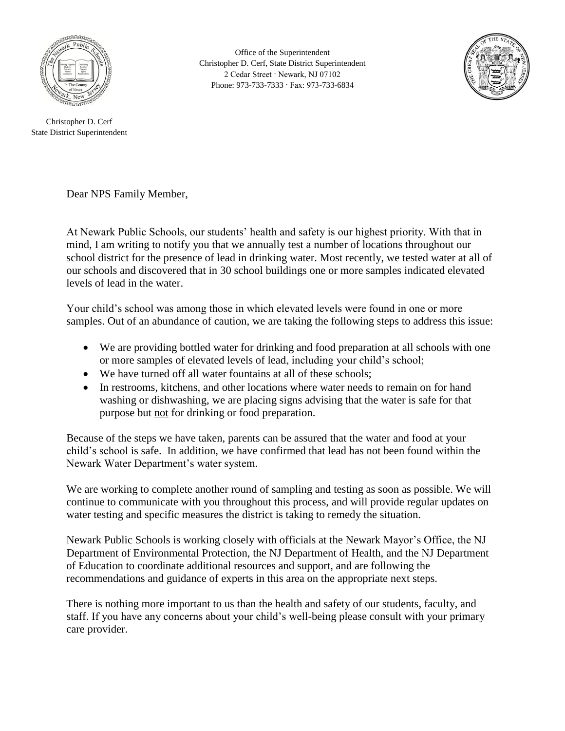Office of the Superintendent
Christopher D. Cerf, State District Superintendent
2 Cedar Street · Newark, NJ 07102
Phone: 973-733-7333 · Fax: 973-733-6834

Christopher D. Cerf
State District Superintendent

Dear NPS Family Member,

At Newark Public Schools, our students' health and safety is our highest priority. With that in mind, I am writing to notify you that we annually test a number of locations throughout our school district for the presence of lead in drinking water. Most recently, we tested water at all of our schools and discovered that in 30 school buildings one or more samples indicated elevated levels of lead in the water.

Your child's school was among those in which elevated levels were found in one or more samples. Out of an abundance of caution, we are taking the following steps to address this issue:

- We are providing bottled water for drinking and food preparation at all schools with one or more samples of elevated levels of lead, including your child's school;
- We have turned off all water fountains at all of these schools;
- In restrooms, kitchens, and other locations where water needs to remain on for hand washing or dishwashing, we are placing signs advising that the water is safe for that purpose but <u>not</u> for drinking or food preparation.

Because of the steps we have taken, parents can be assured that the water and food at your child's school is safe. In addition, we have confirmed that lead has not been found within the Newark Water Department's water system.

We are working to complete another round of sampling and testing as soon as possible. We will continue to communicate with you throughout this process, and will provide regular updates on water testing and specific measures the district is taking to remedy the situation.

Newark Public Schools is working closely with officials at the Newark Mayor's Office, the NJ Department of Environmental Protection, the NJ Department of Health, and the NJ Department of Education to coordinate additional resources and support, and are following the recommendations and guidance of experts in this area on the appropriate next steps.

There is nothing more important to us than the health and safety of our students, faculty, and staff. If you have any concerns about your child's well-being please consult with your primary care provider.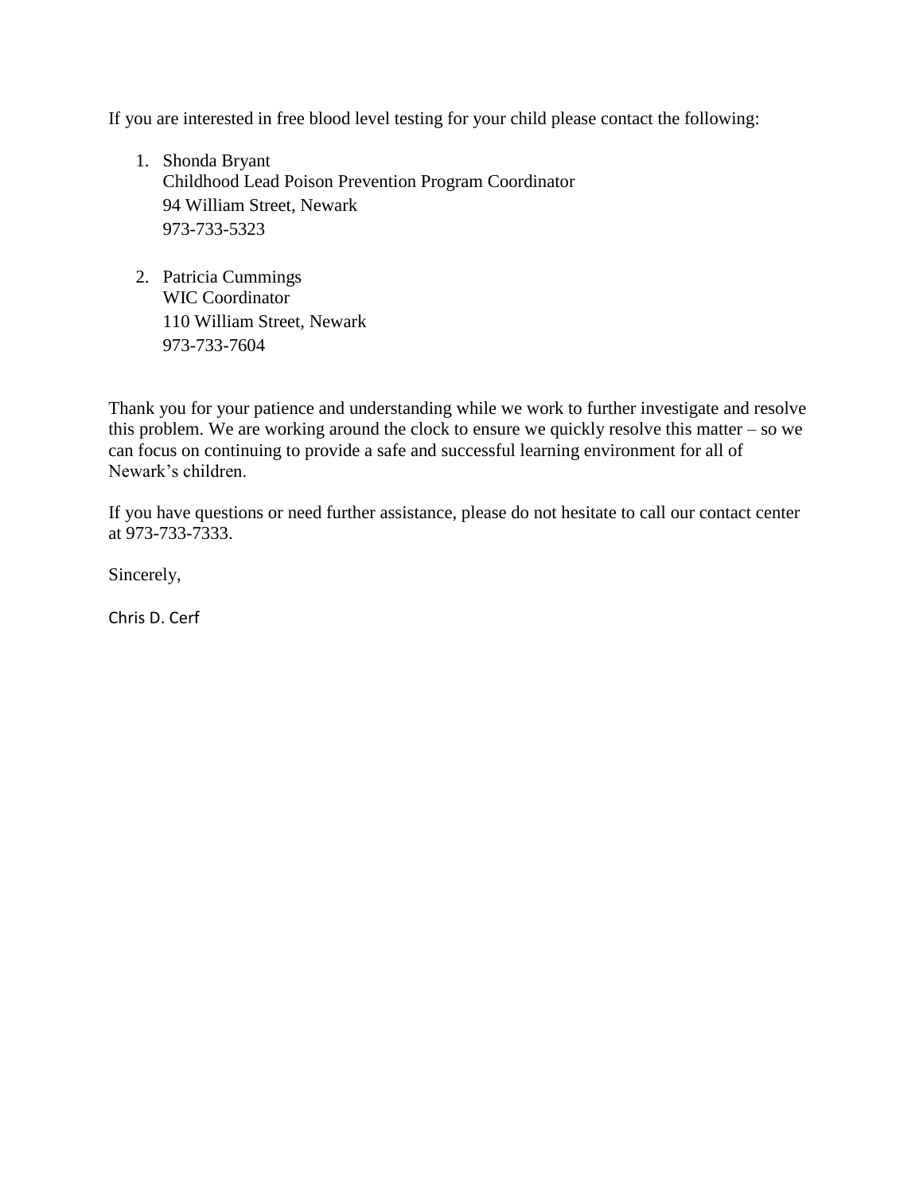If you are interested in free blood level testing for your child please contact the following:

1. Shonda Bryant  
   Childhood Lead Poison Prevention Program Coordinator  
   94 William Street, Newark  
   973-733-5323

2. Patricia Cummings  
   WIC Coordinator  
   110 William Street, Newark  
   973-733-7604

Thank you for your patience and understanding while we work to further investigate and resolve this problem. We are working around the clock to ensure we quickly resolve this matter – so we can focus on continuing to provide a safe and successful learning environment for all of Newark's children.

If you have questions or need further assistance, please do not hesitate to call our contact center at 973-733-7333.

Sincerely,

Chris D. Cerf